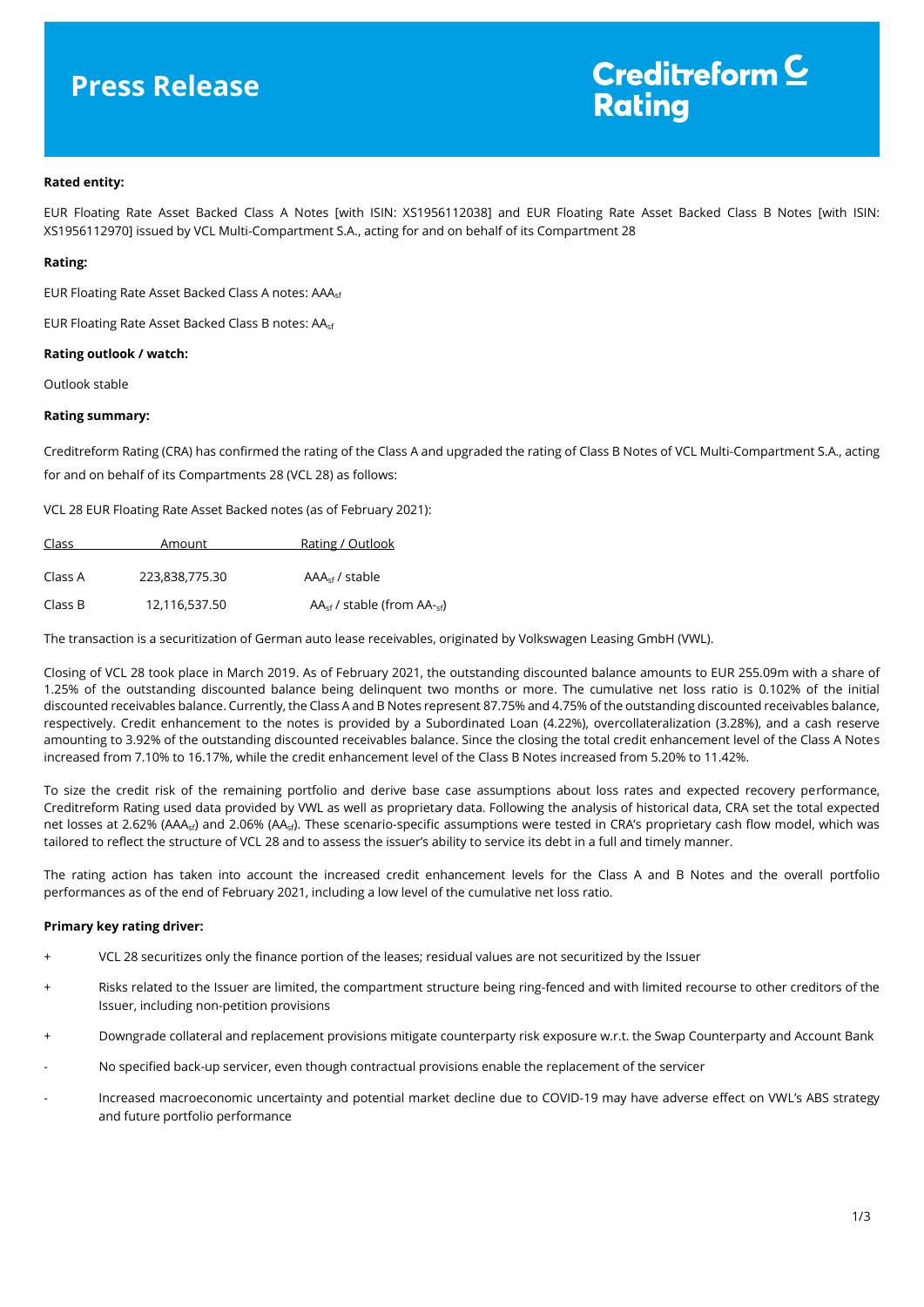# Press Release

**Creditreform Rating**

**Rated entity:**

EUR Floating Rate Asset Backed Class A Notes [with ISIN: XS1956112038] and EUR Floating Rate Asset Backed Class B Notes [with ISIN: XS1956112970] issued by VCL Multi-Compartment S.A., acting for and on behalf of its Compartment 28

**Rating:**

EUR Floating Rate Asset Backed Class A notes: $AAA_{sf}$

EUR Floating Rate Asset Backed Class B notes: $AA_{sf}$

**Rating outlook / watch:**

Outlook stable

**Rating summary:**

Creditreform Rating (CRA) has confirmed the rating of the Class A and upgraded the rating of Class B Notes of VCL Multi-Compartment S.A., acting for and on behalf of its Compartments 28 (VCL 28) as follows:

VCL 28 EUR Floating Rate Asset Backed notes (as of February 2021):

| Class | Amount | Rating / Outlook |
|---|---|---|
| Class A | 223,838,775.30 | $AAA_{sf}$ / stable |
| Class B | 12,116,537.50 | $AA_{sf}$ / stable (from $AA-_{sf}$) |

The transaction is a securitization of German auto lease receivables, originated by Volkswagen Leasing GmbH (VWL).

Closing of VCL 28 took place in March 2019. As of February 2021, the outstanding discounted balance amounts to EUR 255.09m with a share of 1.25% of the outstanding discounted balance being delinquent two months or more. The cumulative net loss ratio is 0.102% of the initial discounted receivables balance. Currently, the Class A and B Notes represent 87.75% and 4.75% of the outstanding discounted receivables balance, respectively. Credit enhancement to the notes is provided by a Subordinated Loan (4.22%), overcollateralization (3.28%), and a cash reserve amounting to 3.92% of the outstanding discounted receivables balance. Since the closing the total credit enhancement level of the Class A Notes increased from 7.10% to 16.17%, while the credit enhancement level of the Class B Notes increased from 5.20% to 11.42%.

To size the credit risk of the remaining portfolio and derive base case assumptions about loss rates and expected recovery performance, Creditreform Rating used data provided by VWL as well as proprietary data. Following the analysis of historical data, CRA set the total expected net losses at 2.62% ($AAA_{sf}$) and 2.06% ($AA_{sf}$). These scenario-specific assumptions were tested in CRA's proprietary cash flow model, which was tailored to reflect the structure of VCL 28 and to assess the issuer's ability to service its debt in a full and timely manner.

The rating action has taken into account the increased credit enhancement levels for the Class A and B Notes and the overall portfolio performances as of the end of February 2021, including a low level of the cumulative net loss ratio.

**Primary key rating driver:**

+ VCL 28 securitizes only the finance portion of the leases; residual values are not securitized by the Issuer
+ Risks related to the Issuer are limited, the compartment structure being ring-fenced and with limited recourse to other creditors of the Issuer, including non-petition provisions
+ Downgrade collateral and replacement provisions mitigate counterparty risk exposure w.r.t. the Swap Counterparty and Account Bank
- No specified back-up servicer, even though contractual provisions enable the replacement of the servicer
- Increased macroeconomic uncertainty and potential market decline due to COVID-19 may have adverse effect on VWL's ABS strategy and future portfolio performance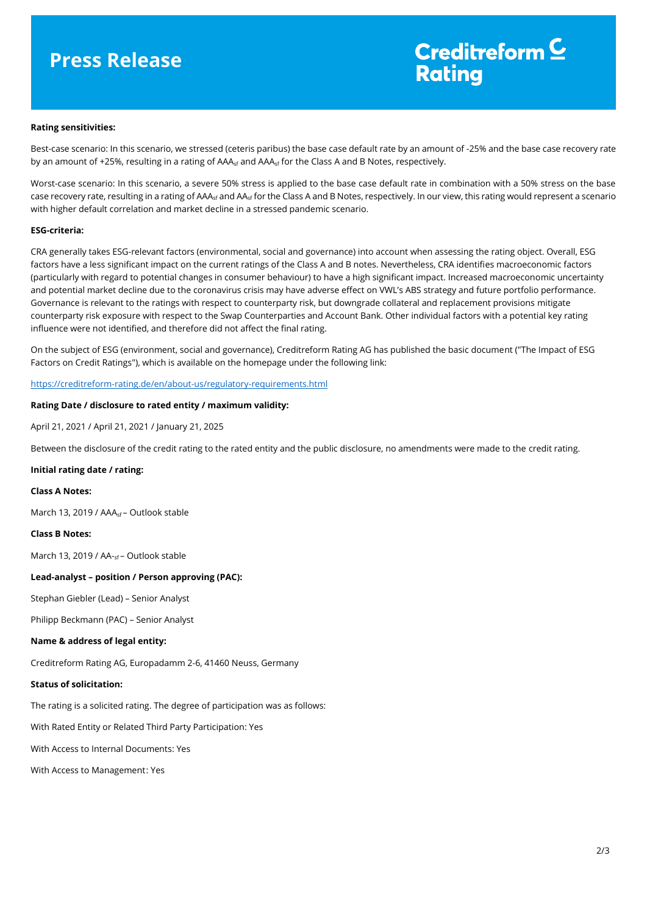**Rating sensitivities:**

Best-case scenario: In this scenario, we stressed (ceteris paribus) the base case default rate by an amount of -25% and the base case recovery rate by an amount of +25%, resulting in a rating of $AAA_{sf}$ and $AAA_{sf}$ for the Class A and B Notes, respectively.

Worst-case scenario: In this scenario, a severe 50% stress is applied to the base case default rate in combination with a 50% stress on the base case recovery rate, resulting in a rating of $AAA_{sf}$ and $AA_{sf}$ for the Class A and B Notes, respectively. In our view, this rating would represent a scenario with higher default correlation and market decline in a stressed pandemic scenario.

**ESG-criteria:**

CRA generally takes ESG-relevant factors (environmental, social and governance) into account when assessing the rating object. Overall, ESG factors have a less significant impact on the current ratings of the Class A and B notes. Nevertheless, CRA identifies macroeconomic factors (particularly with regard to potential changes in consumer behaviour) to have a high significant impact. Increased macroeconomic uncertainty and potential market decline due to the coronavirus crisis may have adverse effect on VWL's ABS strategy and future portfolio performance. Governance is relevant to the ratings with respect to counterparty risk, but downgrade collateral and replacement provisions mitigate counterparty risk exposure with respect to the Swap Counterparties and Account Bank. Other individual factors with a potential key rating influence were not identified, and therefore did not affect the final rating.

On the subject of ESG (environment, social and governance), Creditreform Rating AG has published the basic document ("The Impact of ESG Factors on Credit Ratings"), which is available on the homepage under the following link:

https://creditreform-rating.de/en/about-us/regulatory-requirements.html

**Rating Date / disclosure to rated entity / maximum validity:**

April 21, 2021 / April 21, 2021 / January 21, 2025

Between the disclosure of the credit rating to the rated entity and the public disclosure, no amendments were made to the credit rating.

**Initial rating date / rating:**

**Class A Notes:**

March 13, 2019 / $AAA_{sf}$ – Outlook stable

**Class B Notes:**

March 13, 2019 / $AA-_{sf}$ – Outlook stable

**Lead-analyst – position / Person approving (PAC):**

Stephan Giebler (Lead) – Senior Analyst

Philipp Beckmann (PAC) – Senior Analyst

**Name & address of legal entity:**

Creditreform Rating AG, Europadamm 2-6, 41460 Neuss, Germany

**Status of solicitation:**

The rating is a solicited rating. The degree of participation was as follows:

With Rated Entity or Related Third Party Participation: Yes

With Access to Internal Documents: Yes

With Access to Management: Yes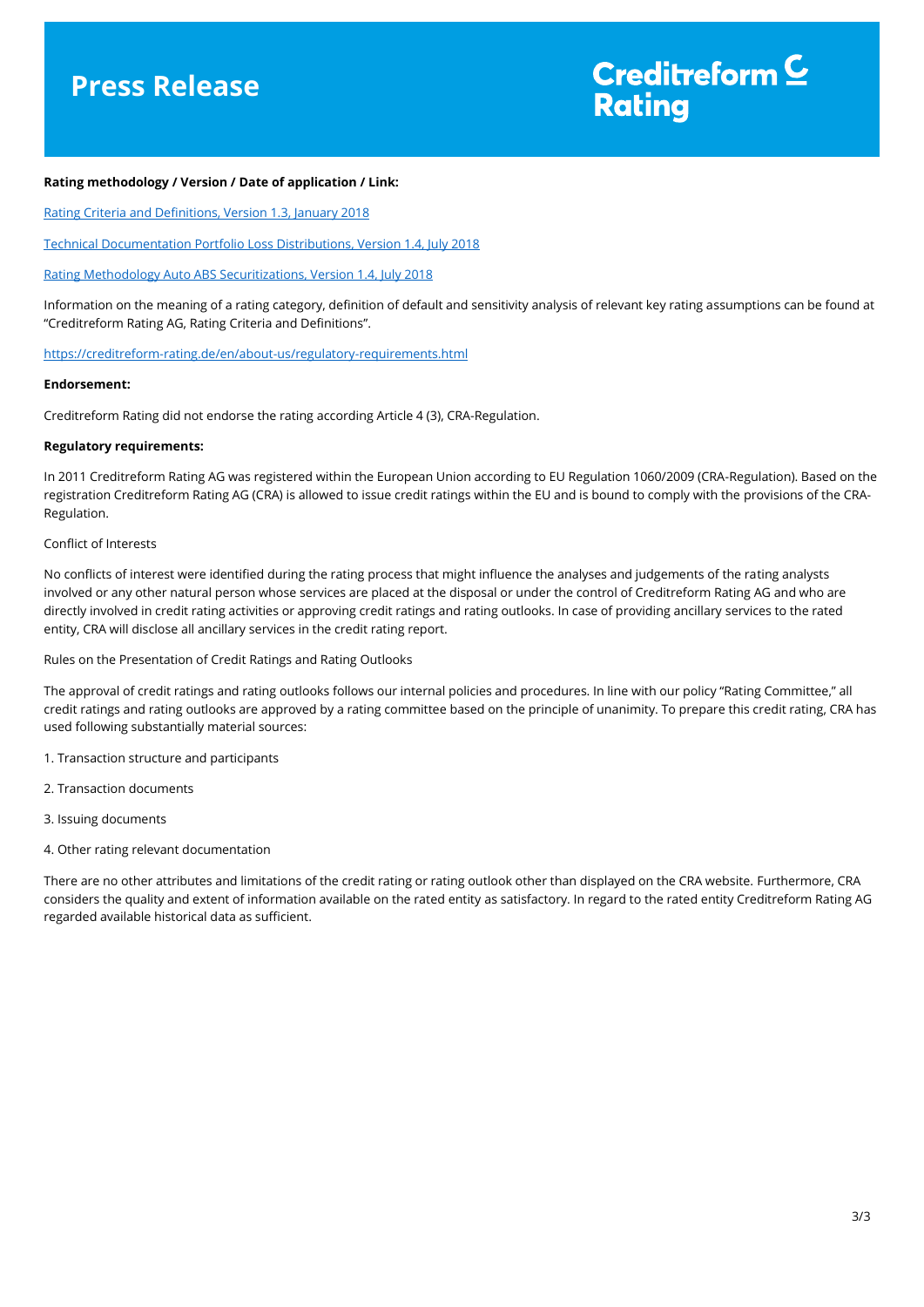**Rating methodology / Version / Date of application / Link:**

[Rating Criteria and Definitions, Version 1.3, January 2018]

[Technical Documentation Portfolio Loss Distributions, Version 1.4, July 2018]

[Rating Methodology Auto ABS Securitizations, Version 1.4, July 2018]

Information on the meaning of a rating category, definition of default and sensitivity analysis of relevant key rating assumptions can be found at "Creditreform Rating AG, Rating Criteria and Definitions".

https://creditreform-rating.de/en/about-us/regulatory-requirements.html

**Endorsement:**

Creditreform Rating did not endorse the rating according Article 4 (3), CRA-Regulation.

**Regulatory requirements:**

In 2011 Creditreform Rating AG was registered within the European Union according to EU Regulation 1060/2009 (CRA-Regulation). Based on the registration Creditreform Rating AG (CRA) is allowed to issue credit ratings within the EU and is bound to comply with the provisions of the CRA-Regulation.

Conflict of Interests

No conflicts of interest were identified during the rating process that might influence the analyses and judgements of the rating analysts involved or any other natural person whose services are placed at the disposal or under the control of Creditreform Rating AG and who are directly involved in credit rating activities or approving credit ratings and rating outlooks. In case of providing ancillary services to the rated entity, CRA will disclose all ancillary services in the credit rating report.

Rules on the Presentation of Credit Ratings and Rating Outlooks

The approval of credit ratings and rating outlooks follows our internal policies and procedures. In line with our policy "Rating Committee," all credit ratings and rating outlooks are approved by a rating committee based on the principle of unanimity. To prepare this credit rating, CRA has used following substantially material sources:

1. Transaction structure and participants

2. Transaction documents

3. Issuing documents

4. Other rating relevant documentation

There are no other attributes and limitations of the credit rating or rating outlook other than displayed on the CRA website. Furthermore, CRA considers the quality and extent of information available on the rated entity as satisfactory. In regard to the rated entity Creditreform Rating AG regarded available historical data as sufficient.